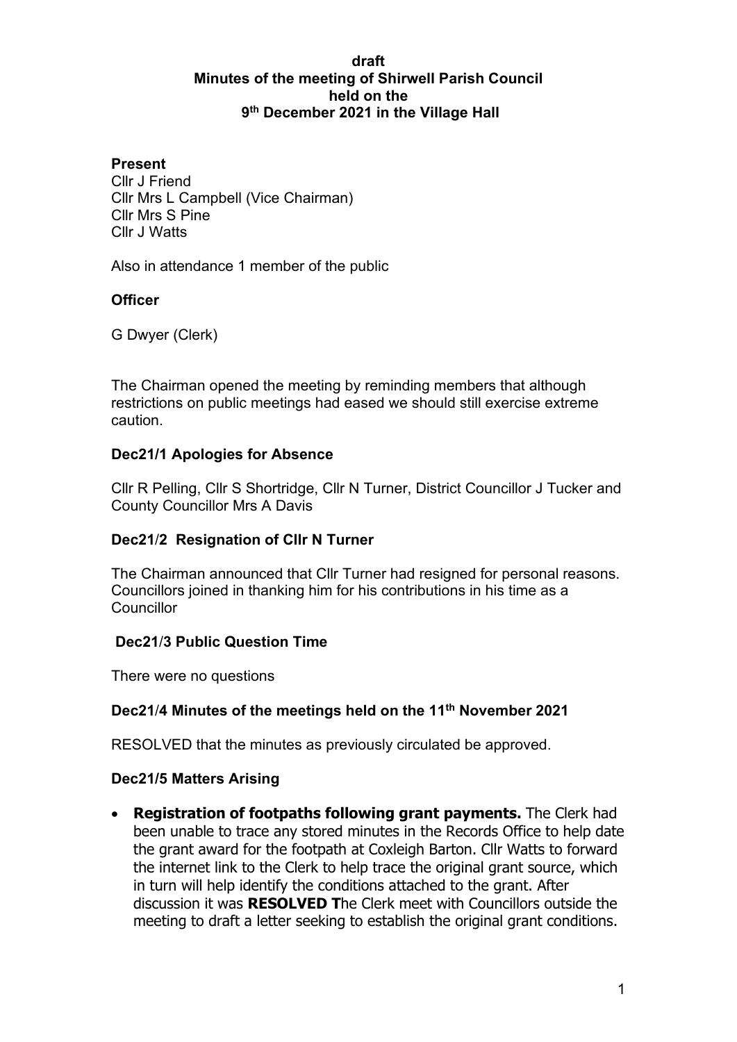**draft**
**Minutes of the meeting of Shirwell Parish Council**
**held on the**
**9th December 2021 in the Village Hall**

**Present**
Cllr J Friend
Cllr Mrs L Campbell (Vice Chairman)
Cllr Mrs S Pine
Cllr J Watts

Also in attendance 1 member of the public

**Officer**

G Dwyer (Clerk)

The Chairman opened the meeting by reminding members that although restrictions on public meetings had eased we should still exercise extreme caution.

**Dec21/1 Apologies for Absence**

Cllr R Pelling, Cllr S Shortridge, Cllr N Turner, District Councillor J Tucker and County Councillor Mrs A Davis

**Dec21/2 Resignation of Cllr N Turner**

The Chairman announced that Cllr Turner had resigned for personal reasons. Councillors joined in thanking him for his contributions in his time as a Councillor

**Dec21/3 Public Question Time**

There were no questions

**Dec21/4 Minutes of the meetings held on the 11th November 2021**

RESOLVED that the minutes as previously circulated be approved.

**Dec21/5 Matters Arising**

- **Registration of footpaths following grant payments.** The Clerk had been unable to trace any stored minutes in the Records Office to help date the grant award for the footpath at Coxleigh Barton. Cllr Watts to forward the internet link to the Clerk to help trace the original grant source, which in turn will help identify the conditions attached to the grant. After discussion it was **RESOLVED T**he Clerk meet with Councillors outside the meeting to draft a letter seeking to establish the original grant conditions.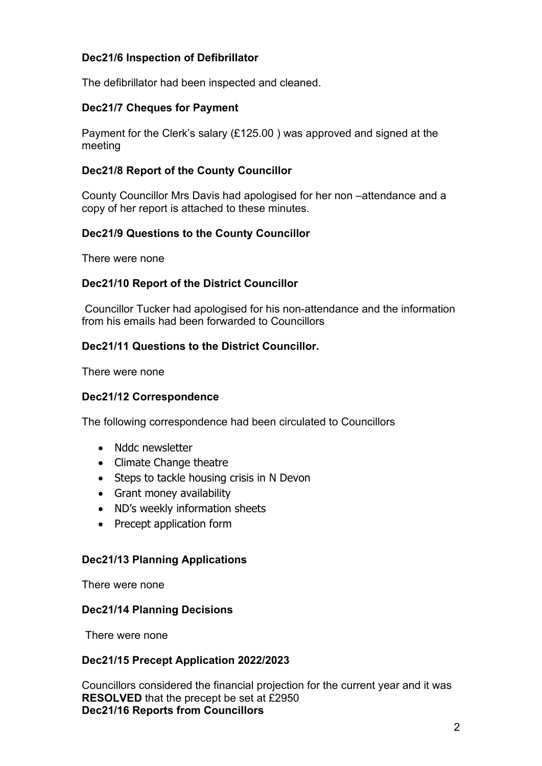**Dec21/6 Inspection of Defibrillator**

The defibrillator had been inspected and cleaned.

**Dec21/7 Cheques for Payment**

Payment for the Clerk's salary (£125.00 ) was approved and signed at the meeting

**Dec21/8 Report of the County Councillor**

County Councillor Mrs Davis had apologised for her non –attendance and a copy of her report is attached to these minutes.

**Dec21/9 Questions to the County Councillor**

There were none

**Dec21/10 Report of the District Councillor**

Councillor Tucker had apologised for his non-attendance and the information from his emails had been forwarded to Councillors

**Dec21/11 Questions to the District Councillor.**

There were none

**Dec21/12 Correspondence**

The following correspondence had been circulated to Councillors

- Nddc newsletter
- Climate Change theatre
- Steps to tackle housing crisis in N Devon
- Grant money availability
- ND's weekly information sheets
- Precept application form

**Dec21/13 Planning Applications**

There were none

**Dec21/14 Planning Decisions**

There were none

**Dec21/15 Precept Application 2022/2023**

Councillors considered the financial projection for the current year and it was **RESOLVED** that the precept be set at £2950

**Dec21/16 Reports from Councillors**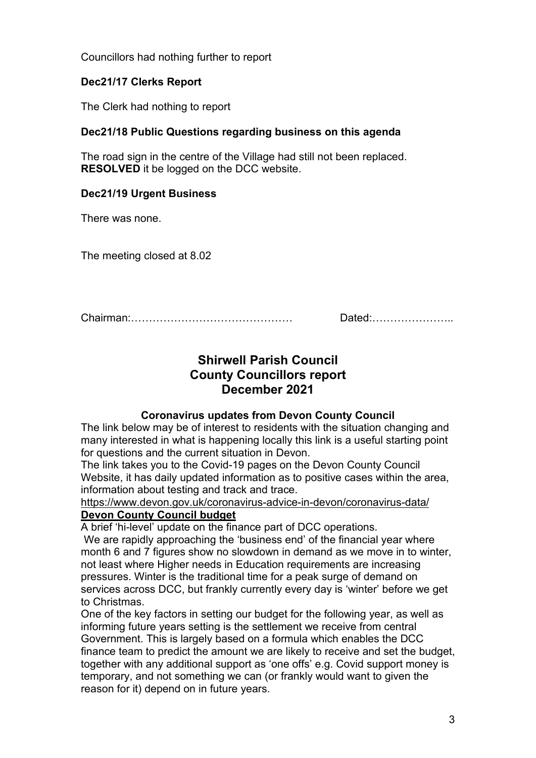Councillors had nothing further to report

**Dec21/17 Clerks Report**

The Clerk had nothing to report

**Dec21/18 Public Questions regarding business on this agenda**

The road sign in the centre of the Village had still not been replaced.
**RESOLVED** it be logged on the DCC website.

**Dec21/19 Urgent Business**

There was none.

The meeting closed at 8.02

Chairman:……………………………………… Dated:…………………..

## Shirwell Parish Council
## County Councillors report
## December 2021

**Coronavirus updates from Devon County Council**

The link below may be of interest to residents with the situation changing and many interested in what is happening locally this link is a useful starting point for questions and the current situation in Devon.
The link takes you to the Covid-19 pages on the Devon County Council Website, it has daily updated information as to positive cases within the area, information about testing and track and trace.
https://www.devon.gov.uk/coronavirus-advice-in-devon/coronavirus-data/

**Devon County Council budget**

A brief 'hi-level' update on the finance part of DCC operations.
We are rapidly approaching the 'business end' of the financial year where month 6 and 7 figures show no slowdown in demand as we move in to winter, not least where Higher needs in Education requirements are increasing pressures. Winter is the traditional time for a peak surge of demand on services across DCC, but frankly currently every day is 'winter' before we get to Christmas.
One of the key factors in setting our budget for the following year, as well as informing future years setting is the settlement we receive from central Government. This is largely based on a formula which enables the DCC finance team to predict the amount we are likely to receive and set the budget, together with any additional support as 'one offs' e.g. Covid support money is temporary, and not something we can (or frankly would want to given the reason for it) depend on in future years.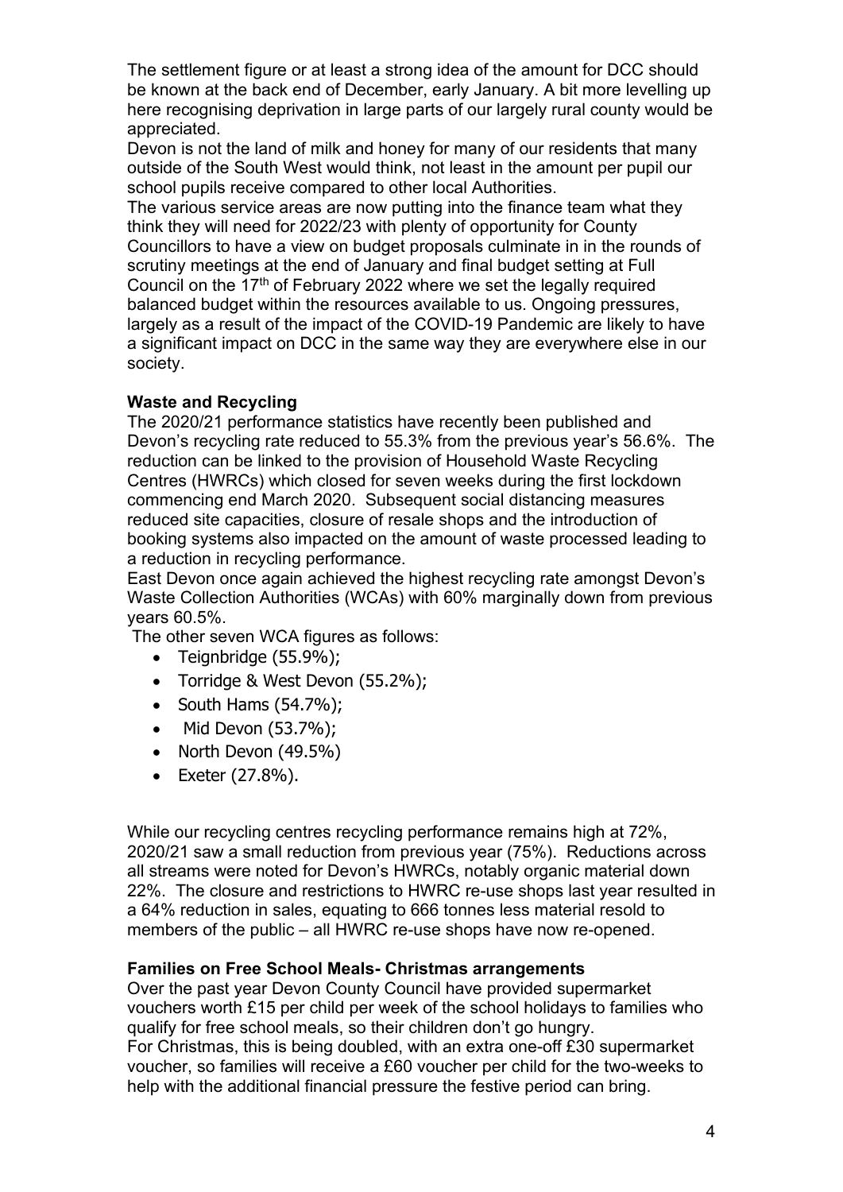The settlement figure or at least a strong idea of the amount for DCC should be known at the back end of December, early January. A bit more levelling up here recognising deprivation in large parts of our largely rural county would be appreciated.

Devon is not the land of milk and honey for many of our residents that many outside of the South West would think, not least in the amount per pupil our school pupils receive compared to other local Authorities.

The various service areas are now putting into the finance team what they think they will need for 2022/23 with plenty of opportunity for County Councillors to have a view on budget proposals culminate in in the rounds of scrutiny meetings at the end of January and final budget setting at Full Council on the 17th of February 2022 where we set the legally required balanced budget within the resources available to us. Ongoing pressures, largely as a result of the impact of the COVID-19 Pandemic are likely to have a significant impact on DCC in the same way they are everywhere else in our society.

**Waste and Recycling**

The 2020/21 performance statistics have recently been published and Devon's recycling rate reduced to 55.3% from the previous year's 56.6%. The reduction can be linked to the provision of Household Waste Recycling Centres (HWRCs) which closed for seven weeks during the first lockdown commencing end March 2020. Subsequent social distancing measures reduced site capacities, closure of resale shops and the introduction of booking systems also impacted on the amount of waste processed leading to a reduction in recycling performance.

East Devon once again achieved the highest recycling rate amongst Devon's Waste Collection Authorities (WCAs) with 60% marginally down from previous years 60.5%.

The other seven WCA figures as follows:

- Teignbridge (55.9%);
- Torridge & West Devon (55.2%);
- South Hams (54.7%);
- Mid Devon (53.7%);
- North Devon (49.5%)
- Exeter (27.8%).

While our recycling centres recycling performance remains high at 72%, 2020/21 saw a small reduction from previous year (75%). Reductions across all streams were noted for Devon's HWRCs, notably organic material down 22%. The closure and restrictions to HWRC re-use shops last year resulted in a 64% reduction in sales, equating to 666 tonnes less material resold to members of the public – all HWRC re-use shops have now re-opened.

**Families on Free School Meals- Christmas arrangements**

Over the past year Devon County Council have provided supermarket vouchers worth £15 per child per week of the school holidays to families who qualify for free school meals, so their children don't go hungry.

For Christmas, this is being doubled, with an extra one-off £30 supermarket voucher, so families will receive a £60 voucher per child for the two-weeks to help with the additional financial pressure the festive period can bring.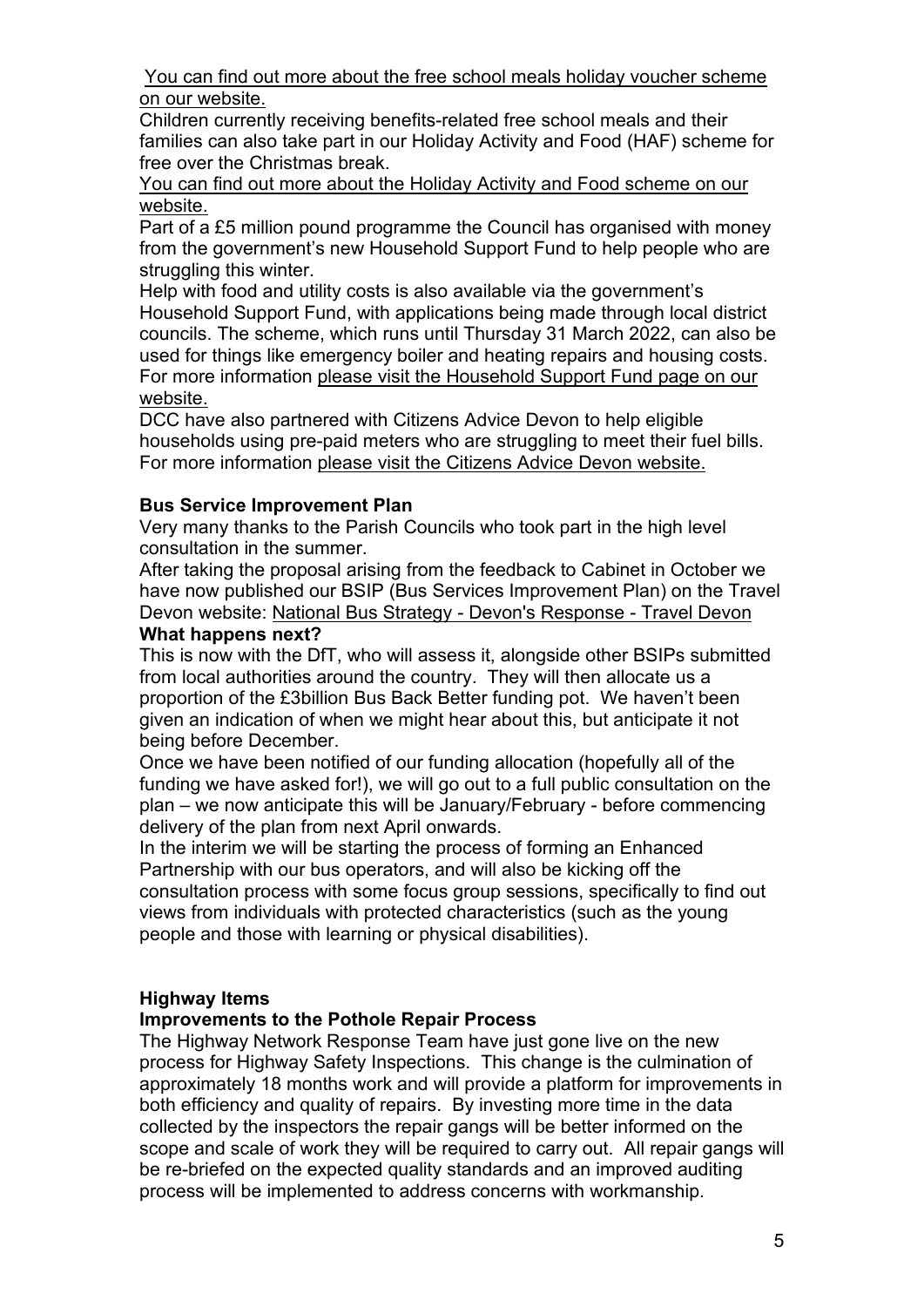[You can find out more about the free school meals holiday voucher scheme on our website.]

Children currently receiving benefits-related free school meals and their families can also take part in our Holiday Activity and Food (HAF) scheme for free over the Christmas break.

[You can find out more about the Holiday Activity and Food scheme on our website.]

Part of a £5 million pound programme the Council has organised with money from the government's new Household Support Fund to help people who are struggling this winter.

Help with food and utility costs is also available via the government's Household Support Fund, with applications being made through local district councils. The scheme, which runs until Thursday 31 March 2022, can also be used for things like emergency boiler and heating repairs and housing costs. For more information please visit the Household Support Fund page on our website.

DCC have also partnered with Citizens Advice Devon to help eligible households using pre-paid meters who are struggling to meet their fuel bills. For more information please visit the Citizens Advice Devon website.

**Bus Service Improvement Plan**

Very many thanks to the Parish Councils who took part in the high level consultation in the summer.

After taking the proposal arising from the feedback to Cabinet in October we have now published our BSIP (Bus Services Improvement Plan) on the Travel Devon website: National Bus Strategy - Devon's Response - Travel Devon

**What happens next?**

This is now with the DfT, who will assess it, alongside other BSIPs submitted from local authorities around the country. They will then allocate us a proportion of the £3billion Bus Back Better funding pot. We haven't been given an indication of when we might hear about this, but anticipate it not being before December.

Once we have been notified of our funding allocation (hopefully all of the funding we have asked for!), we will go out to a full public consultation on the plan – we now anticipate this will be January/February - before commencing delivery of the plan from next April onwards.

In the interim we will be starting the process of forming an Enhanced Partnership with our bus operators, and will also be kicking off the consultation process with some focus group sessions, specifically to find out views from individuals with protected characteristics (such as the young people and those with learning or physical disabilities).

**Highway Items**

**Improvements to the Pothole Repair Process**

The Highway Network Response Team have just gone live on the new process for Highway Safety Inspections. This change is the culmination of approximately 18 months work and will provide a platform for improvements in both efficiency and quality of repairs. By investing more time in the data collected by the inspectors the repair gangs will be better informed on the scope and scale of work they will be required to carry out. All repair gangs will be re-briefed on the expected quality standards and an improved auditing process will be implemented to address concerns with workmanship.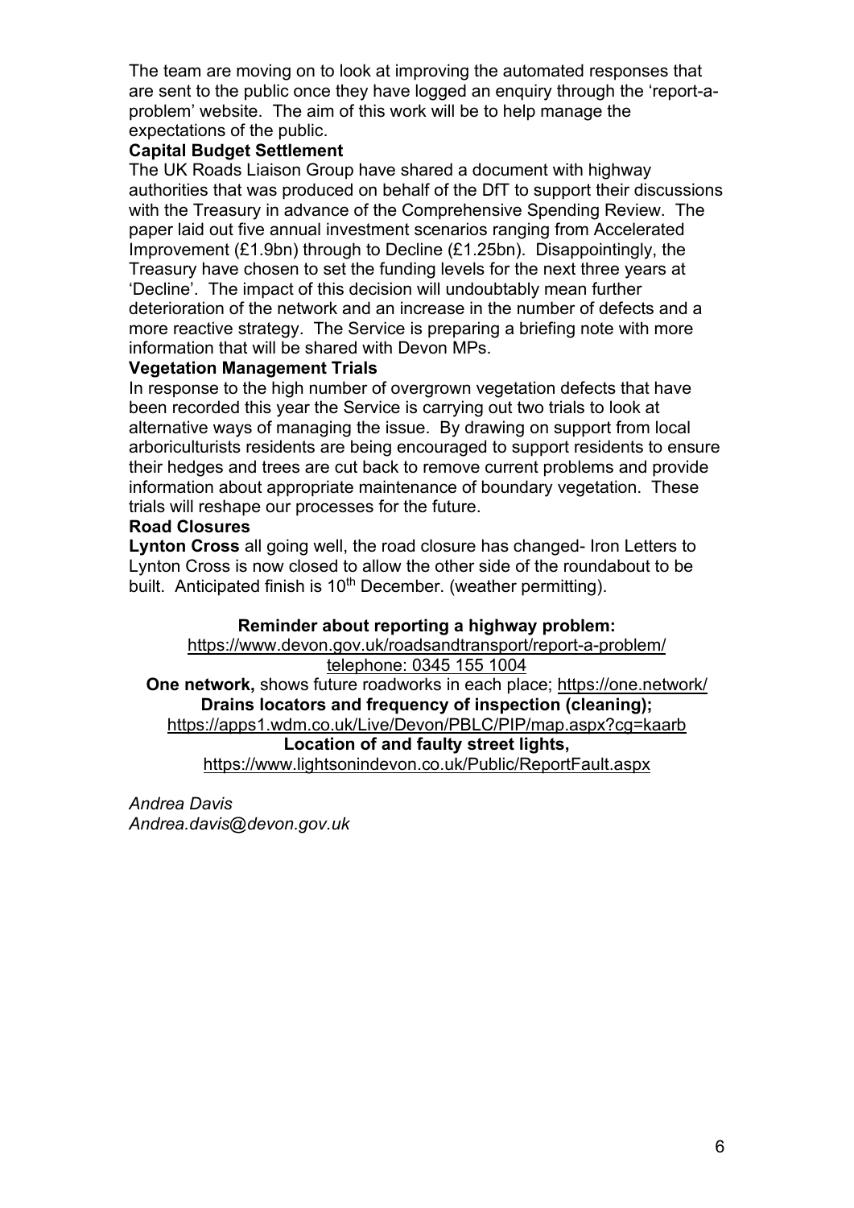The team are moving on to look at improving the automated responses that are sent to the public once they have logged an enquiry through the 'report-a-problem' website. The aim of this work will be to help manage the expectations of the public.

**Capital Budget Settlement**

The UK Roads Liaison Group have shared a document with highway authorities that was produced on behalf of the DfT to support their discussions with the Treasury in advance of the Comprehensive Spending Review. The paper laid out five annual investment scenarios ranging from Accelerated Improvement (£1.9bn) through to Decline (£1.25bn). Disappointingly, the Treasury have chosen to set the funding levels for the next three years at 'Decline'. The impact of this decision will undoubtably mean further deterioration of the network and an increase in the number of defects and a more reactive strategy. The Service is preparing a briefing note with more information that will be shared with Devon MPs.

**Vegetation Management Trials**

In response to the high number of overgrown vegetation defects that have been recorded this year the Service is carrying out two trials to look at alternative ways of managing the issue. By drawing on support from local arboriculturists residents are being encouraged to support residents to ensure their hedges and trees are cut back to remove current problems and provide information about appropriate maintenance of boundary vegetation. These trials will reshape our processes for the future.

**Road Closures**

**Lynton Cross** all going well, the road closure has changed- Iron Letters to Lynton Cross is now closed to allow the other side of the roundabout to be built. Anticipated finish is 10th December. (weather permitting).

**Reminder about reporting a highway problem:**

https://www.devon.gov.uk/roadsandtransport/report-a-problem/

telephone: 0345 155 1004

**One network,** shows future roadworks in each place; https://one.network/

**Drains locators and frequency of inspection (cleaning);**

https://apps1.wdm.co.uk/Live/Devon/PBLC/PIP/map.aspx?cg=kaarb

**Location of and faulty street lights,**

https://www.lightsonindevon.co.uk/Public/ReportFault.aspx

*Andrea Davis*
*Andrea.davis@devon.gov.uk*